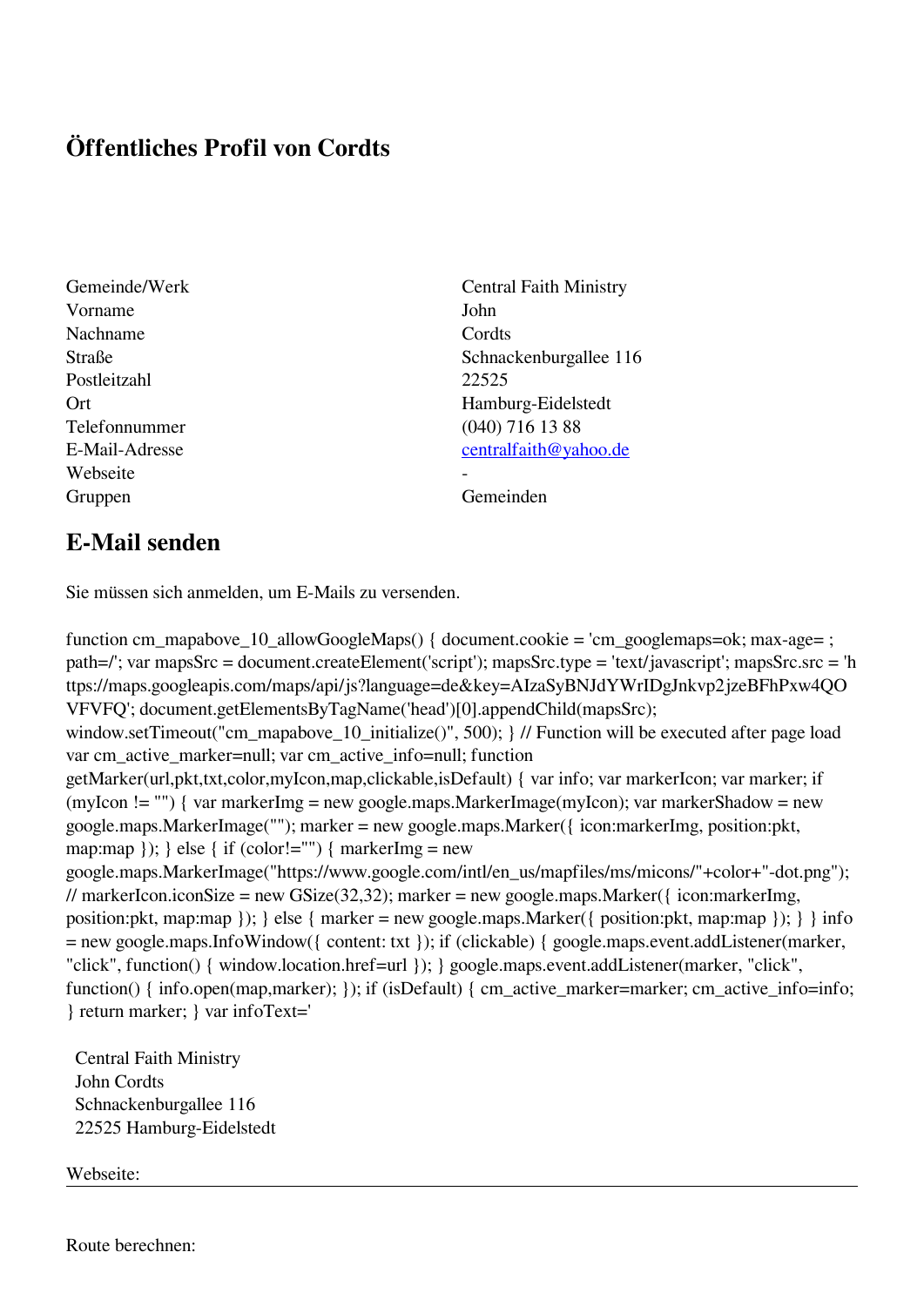# Öffentliches Profil von Cordts

| | |
|---|---|
| Gemeinde/Werk | Central Faith Ministry |
| Vorname | John |
| Nachname | Cordts |
| Straße | Schnackenburgallee 116 |
| Postleitzahl | 22525 |
| Ort | Hamburg-Eidelstedt |
| Telefonnummer | (040) 716 13 88 |
| E-Mail-Adresse | centralfaith@yahoo.de |
| Webseite | - |
| Gruppen | Gemeinden |

## E-Mail senden

Sie müssen sich anmelden, um E-Mails zu versenden.

function cm_mapabove_10_allowGoogleMaps() { document.cookie = 'cm_googlemaps=ok; max-age= ; path=/'; var mapsSrc = document.createElement('script'); mapsSrc.type = 'text/javascript'; mapsSrc.src = 'https://maps.googleapis.com/maps/api/js?language=de&key=AIzaSyBNJdYWrIDgJnkvp2jzeBFhPxw4QOVFVFQ'; document.getElementsByTagName('head')[0].appendChild(mapsSrc); window.setTimeout("cm_mapabove_10_initialize()", 500); } // Function will be executed after page load var cm_active_marker=null; var cm_active_info=null; function getMarker(url,pkt,txt,color,myIcon,map,clickable,isDefault) { var info; var markerIcon; var marker; if (myIcon != "") { var markerImg = new google.maps.MarkerImage(myIcon); var markerShadow = new google.maps.MarkerImage(""); marker = new google.maps.Marker({ icon:markerImg, position:pkt, map:map }); } else { if (color!="") { markerImg = new google.maps.MarkerImage("https://www.google.com/intl/en_us/mapfiles/ms/micons/"+color+"-dot.png"); // markerIcon.iconSize = new GSize(32,32); marker = new google.maps.Marker({ icon:markerImg, position:pkt, map:map }); } else { marker = new google.maps.Marker({ position:pkt, map:map }); } } info = new google.maps.InfoWindow({ content: txt }); if (clickable) { google.maps.event.addListener(marker, "click", function() { window.location.href=url }); } google.maps.event.addListener(marker, "click", function() { info.open(map,marker); }); if (isDefault) { cm_active_marker=marker; cm_active_info=info; } return marker; } var infoText='

Central Faith Ministry
John Cordts
Schnackenburgallee 116
22525 Hamburg-Eidelstedt

Webseite:

---

Route berechnen: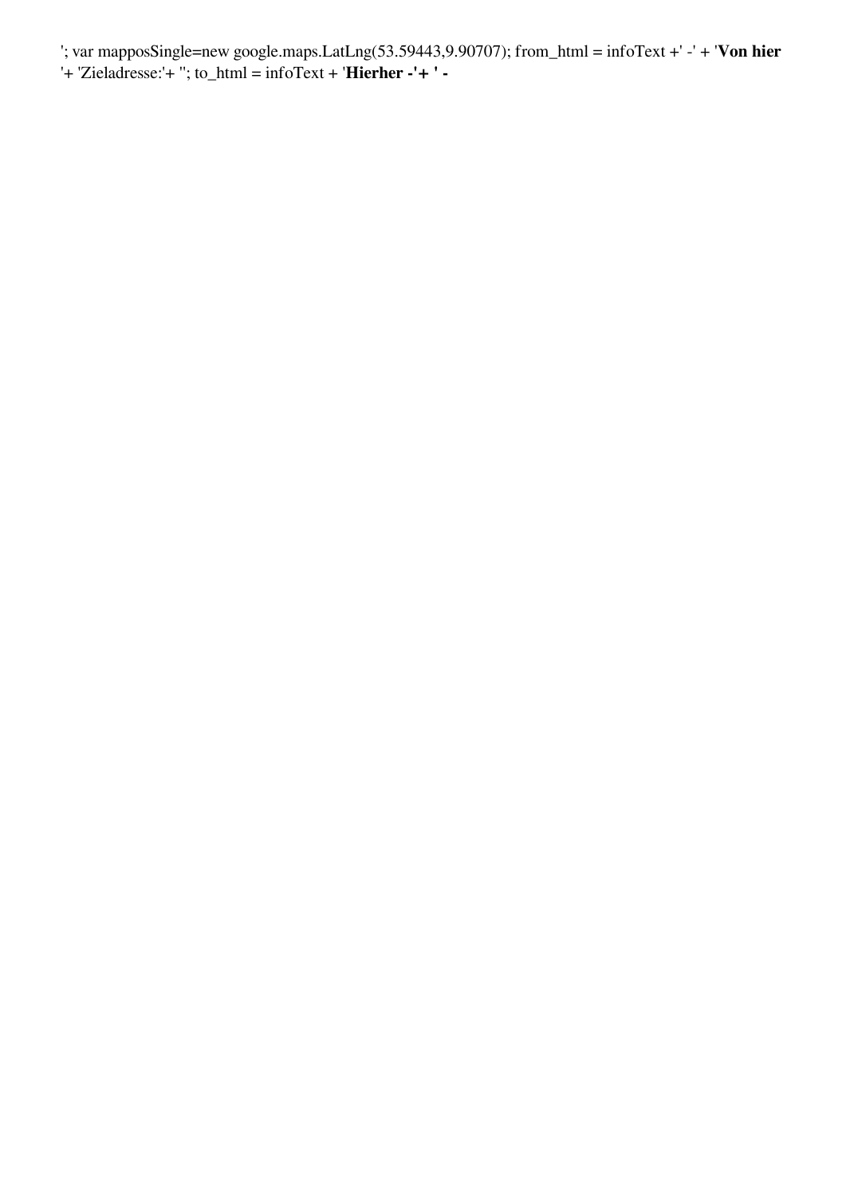'; var mapposSingle=new google.maps.LatLng(53.59443,9.90707); from_html = infoText +' -' + '**Von hier** '+ 'Zieladresse:'+ ''; to_html = infoText + '**Hierher -'+ ' -**